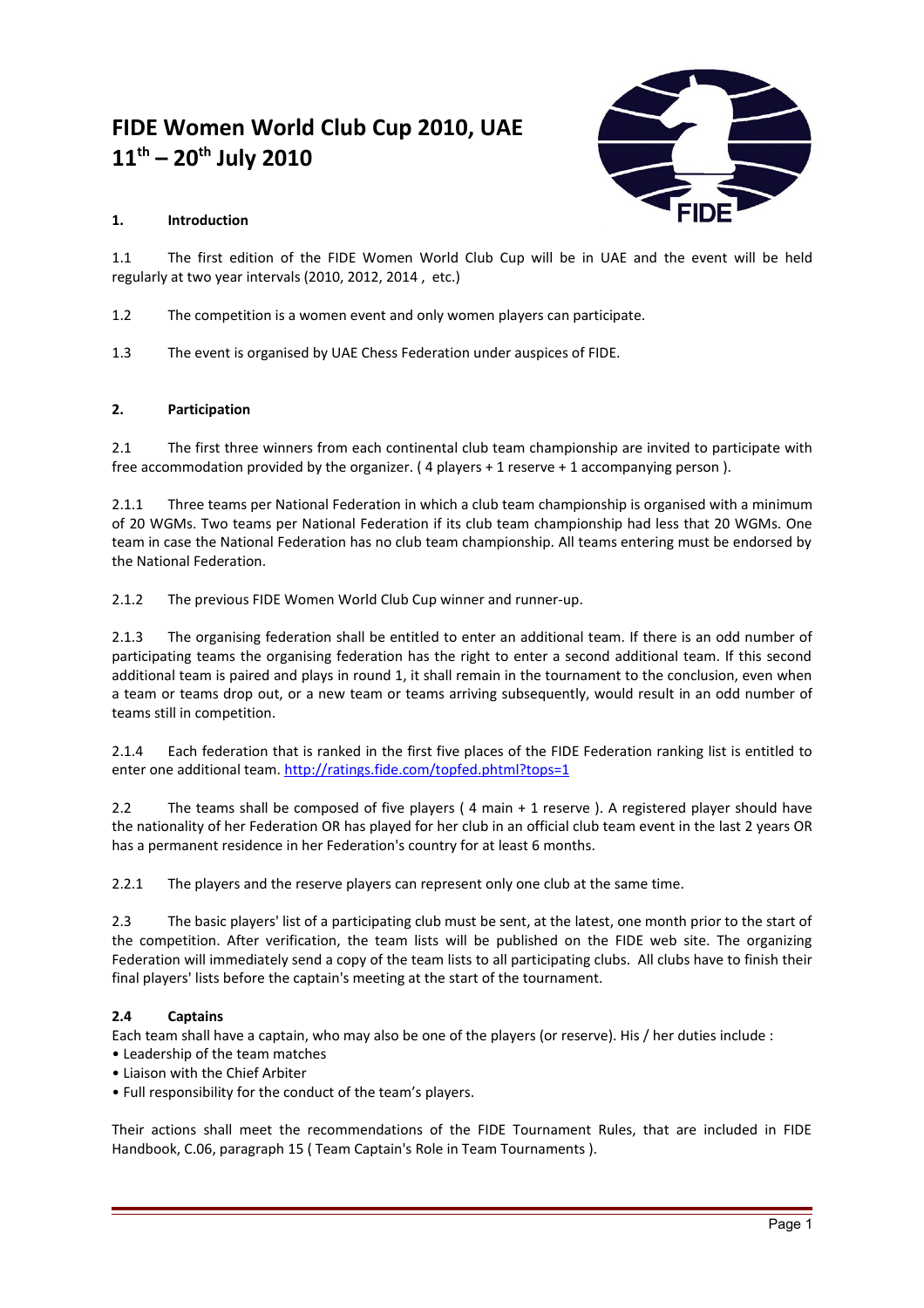# FIDE Women World Club Cup 2010, UAE
# 11th – 20th July 2010

## 1. Introduction

1.1 The first edition of the FIDE Women World Club Cup will be in UAE and the event will be held regularly at two year intervals (2010, 2012, 2014 , etc.)

1.2 The competition is a women event and only women players can participate.

1.3 The event is organised by UAE Chess Federation under auspices of FIDE.

## 2. Participation

2.1 The first three winners from each continental club team championship are invited to participate with free accommodation provided by the organizer. ( 4 players + 1 reserve + 1 accompanying person ).

2.1.1 Three teams per National Federation in which a club team championship is organised with a minimum of 20 WGMs. Two teams per National Federation if its club team championship had less that 20 WGMs. One team in case the National Federation has no club team championship. All teams entering must be endorsed by the National Federation.

2.1.2 The previous FIDE Women World Club Cup winner and runner-up.

2.1.3 The organising federation shall be entitled to enter an additional team. If there is an odd number of participating teams the organising federation has the right to enter a second additional team. If this second additional team is paired and plays in round 1, it shall remain in the tournament to the conclusion, even when a team or teams drop out, or a new team or teams arriving subsequently, would result in an odd number of teams still in competition.

2.1.4 Each federation that is ranked in the first five places of the FIDE Federation ranking list is entitled to enter one additional team. http://ratings.fide.com/topfed.phtml?tops=1

2.2 The teams shall be composed of five players ( 4 main + 1 reserve ). A registered player should have the nationality of her Federation OR has played for her club in an official club team event in the last 2 years OR has a permanent residence in her Federation's country for at least 6 months.

2.2.1 The players and the reserve players can represent only one club at the same time.

2.3 The basic players' list of a participating club must be sent, at the latest, one month prior to the start of the competition. After verification, the team lists will be published on the FIDE web site. The organizing Federation will immediately send a copy of the team lists to all participating clubs. All clubs have to finish their final players' lists before the captain's meeting at the start of the tournament.

### 2.4 Captains

Each team shall have a captain, who may also be one of the players (or reserve). His / her duties include :

- Leadership of the team matches
- Liaison with the Chief Arbiter
- Full responsibility for the conduct of the team's players.

Their actions shall meet the recommendations of the FIDE Tournament Rules, that are included in FIDE Handbook, C.06, paragraph 15 ( Team Captain's Role in Team Tournaments ).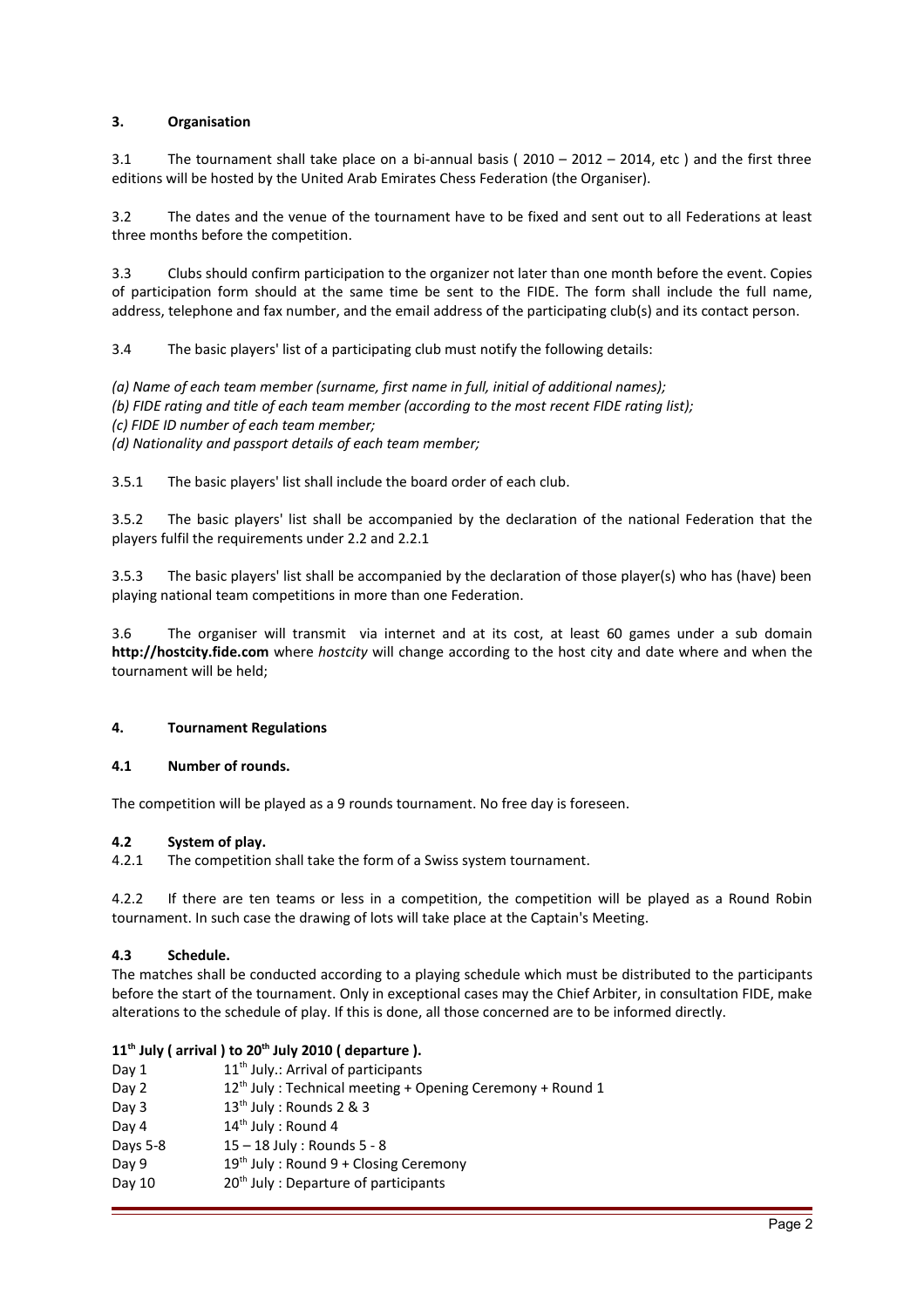## 3. Organisation

3.1 The tournament shall take place on a bi-annual basis ( 2010 – 2012 – 2014, etc ) and the first three editions will be hosted by the United Arab Emirates Chess Federation (the Organiser).

3.2 The dates and the venue of the tournament have to be fixed and sent out to all Federations at least three months before the competition.

3.3 Clubs should confirm participation to the organizer not later than one month before the event. Copies of participation form should at the same time be sent to the FIDE. The form shall include the full name, address, telephone and fax number, and the email address of the participating club(s) and its contact person.

3.4 The basic players' list of a participating club must notify the following details:

*(a) Name of each team member (surname, first name in full, initial of additional names);*
*(b) FIDE rating and title of each team member (according to the most recent FIDE rating list);*
*(c) FIDE ID number of each team member;*
*(d) Nationality and passport details of each team member;*

3.5.1 The basic players' list shall include the board order of each club.

3.5.2 The basic players' list shall be accompanied by the declaration of the national Federation that the players fulfil the requirements under 2.2 and 2.2.1

3.5.3 The basic players' list shall be accompanied by the declaration of those player(s) who has (have) been playing national team competitions in more than one Federation.

3.6 The organiser will transmit via internet and at its cost, at least 60 games under a sub domain **http://hostcity.fide.com** where *hostcity* will change according to the host city and date where and when the tournament will be held;

## 4. Tournament Regulations

### 4.1 Number of rounds.

The competition will be played as a 9 rounds tournament. No free day is foreseen.

### 4.2 System of play.

4.2.1 The competition shall take the form of a Swiss system tournament.

4.2.2 If there are ten teams or less in a competition, the competition will be played as a Round Robin tournament. In such case the drawing of lots will take place at the Captain's Meeting.

### 4.3 Schedule.

The matches shall be conducted according to a playing schedule which must be distributed to the participants before the start of the tournament. Only in exceptional cases may the Chief Arbiter, in consultation FIDE, make alterations to the schedule of play. If this is done, all those concerned are to be informed directly.

**11th July ( arrival ) to 20th July 2010 ( departure ).**

| | |
|---|---|
| Day 1 | 11th July.: Arrival of participants |
| Day 2 | 12th July : Technical meeting + Opening Ceremony + Round 1 |
| Day 3 | 13th July : Rounds 2 & 3 |
| Day 4 | 14th July : Round 4 |
| Days 5-8 | 15 – 18 July : Rounds 5 - 8 |
| Day 9 | 19th July : Round 9 + Closing Ceremony |
| Day 10 | 20th July : Departure of participants |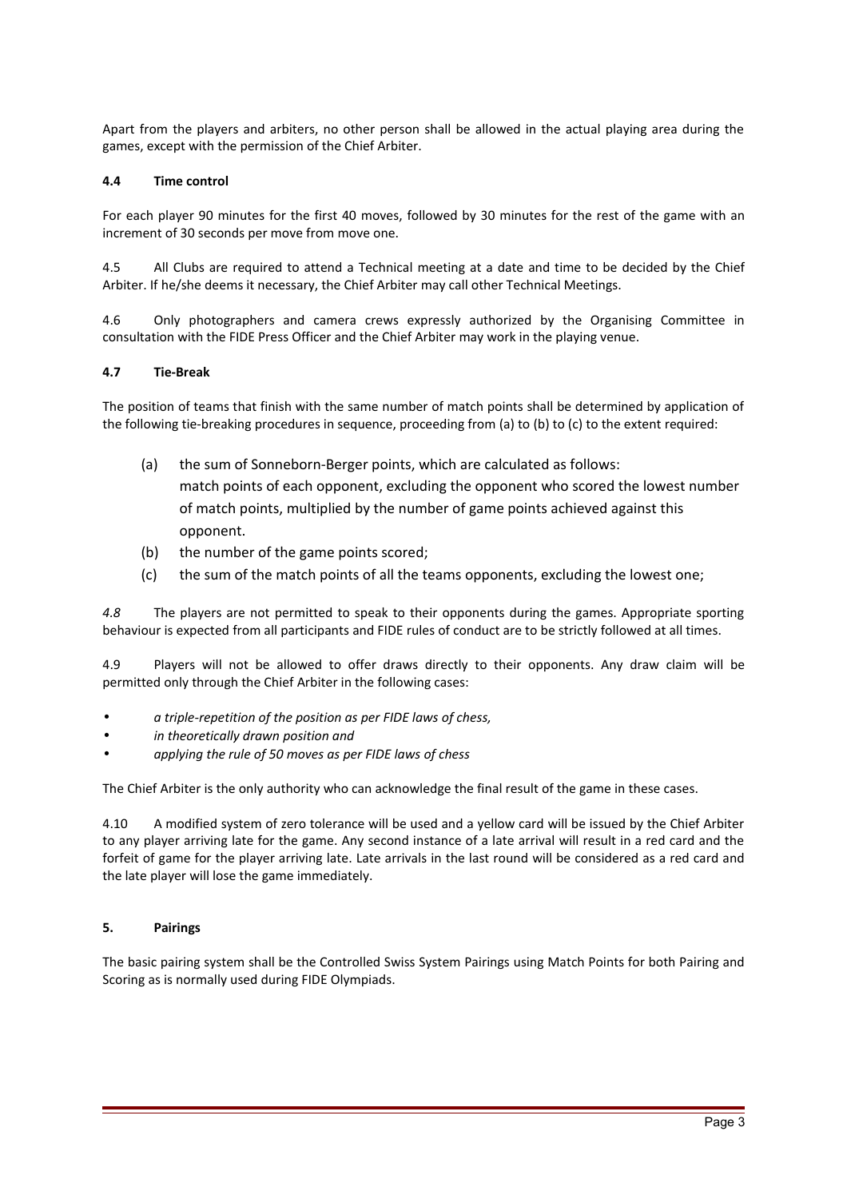Apart from the players and arbiters, no other person shall be allowed in the actual playing area during the games, except with the permission of the Chief Arbiter.

#### 4.4 Time control

For each player 90 minutes for the first 40 moves, followed by 30 minutes for the rest of the game with an increment of 30 seconds per move from move one.

4.5 All Clubs are required to attend a Technical meeting at a date and time to be decided by the Chief Arbiter. If he/she deems it necessary, the Chief Arbiter may call other Technical Meetings.

4.6 Only photographers and camera crews expressly authorized by the Organising Committee in consultation with the FIDE Press Officer and the Chief Arbiter may work in the playing venue.

#### 4.7 Tie-Break

The position of teams that finish with the same number of match points shall be determined by application of the following tie-breaking procedures in sequence, proceeding from (a) to (b) to (c) to the extent required:

(a) the sum of Sonneborn-Berger points, which are calculated as follows: match points of each opponent, excluding the opponent who scored the lowest number of match points, multiplied by the number of game points achieved against this opponent.

(b) the number of the game points scored;

(c) the sum of the match points of all the teams opponents, excluding the lowest one;

*4.8* The players are not permitted to speak to their opponents during the games. Appropriate sporting behaviour is expected from all participants and FIDE rules of conduct are to be strictly followed at all times.

4.9 Players will not be allowed to offer draws directly to their opponents. Any draw claim will be permitted only through the Chief Arbiter in the following cases:

- *a triple-repetition of the position as per FIDE laws of chess,*
- *in theoretically drawn position and*
- *applying the rule of 50 moves as per FIDE laws of chess*

The Chief Arbiter is the only authority who can acknowledge the final result of the game in these cases.

4.10 A modified system of zero tolerance will be used and a yellow card will be issued by the Chief Arbiter to any player arriving late for the game. Any second instance of a late arrival will result in a red card and the forfeit of game for the player arriving late. Late arrivals in the last round will be considered as a red card and the late player will lose the game immediately.

### 5. Pairings

The basic pairing system shall be the Controlled Swiss System Pairings using Match Points for both Pairing and Scoring as is normally used during FIDE Olympiads.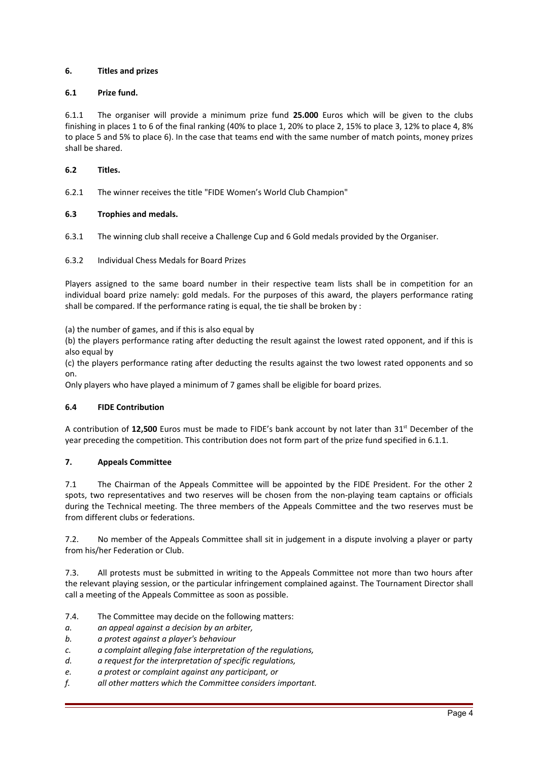## 6. Titles and prizes

### 6.1 Prize fund.

6.1.1 The organiser will provide a minimum prize fund **25.000** Euros which will be given to the clubs finishing in places 1 to 6 of the final ranking (40% to place 1, 20% to place 2, 15% to place 3, 12% to place 4, 8% to place 5 and 5% to place 6). In the case that teams end with the same number of match points, money prizes shall be shared.

### 6.2 Titles.

6.2.1 The winner receives the title "FIDE Women's World Club Champion"

### 6.3 Trophies and medals.

6.3.1 The winning club shall receive a Challenge Cup and 6 Gold medals provided by the Organiser.

6.3.2 Individual Chess Medals for Board Prizes

Players assigned to the same board number in their respective team lists shall be in competition for an individual board prize namely: gold medals. For the purposes of this award, the players performance rating shall be compared. If the performance rating is equal, the tie shall be broken by :

(a) the number of games, and if this is also equal by
(b) the players performance rating after deducting the result against the lowest rated opponent, and if this is also equal by
(c) the players performance rating after deducting the results against the two lowest rated opponents and so on.

Only players who have played a minimum of 7 games shall be eligible for board prizes.

### 6.4 FIDE Contribution

A contribution of **12,500** Euros must be made to FIDE's bank account by not later than 31st December of the year preceding the competition. This contribution does not form part of the prize fund specified in 6.1.1.

## 7. Appeals Committee

7.1 The Chairman of the Appeals Committee will be appointed by the FIDE President. For the other 2 spots, two representatives and two reserves will be chosen from the non-playing team captains or officials during the Technical meeting. The three members of the Appeals Committee and the two reserves must be from different clubs or federations.

7.2. No member of the Appeals Committee shall sit in judgement in a dispute involving a player or party from his/her Federation or Club.

7.3. All protests must be submitted in writing to the Appeals Committee not more than two hours after the relevant playing session, or the particular infringement complained against. The Tournament Director shall call a meeting of the Appeals Committee as soon as possible.

7.4. The Committee may decide on the following matters:

*a. an appeal against a decision by an arbiter,*
*b. a protest against a player's behaviour*
*c. a complaint alleging false interpretation of the regulations,*
*d. a request for the interpretation of specific regulations,*
*e. a protest or complaint against any participant, or*
*f. all other matters which the Committee considers important.*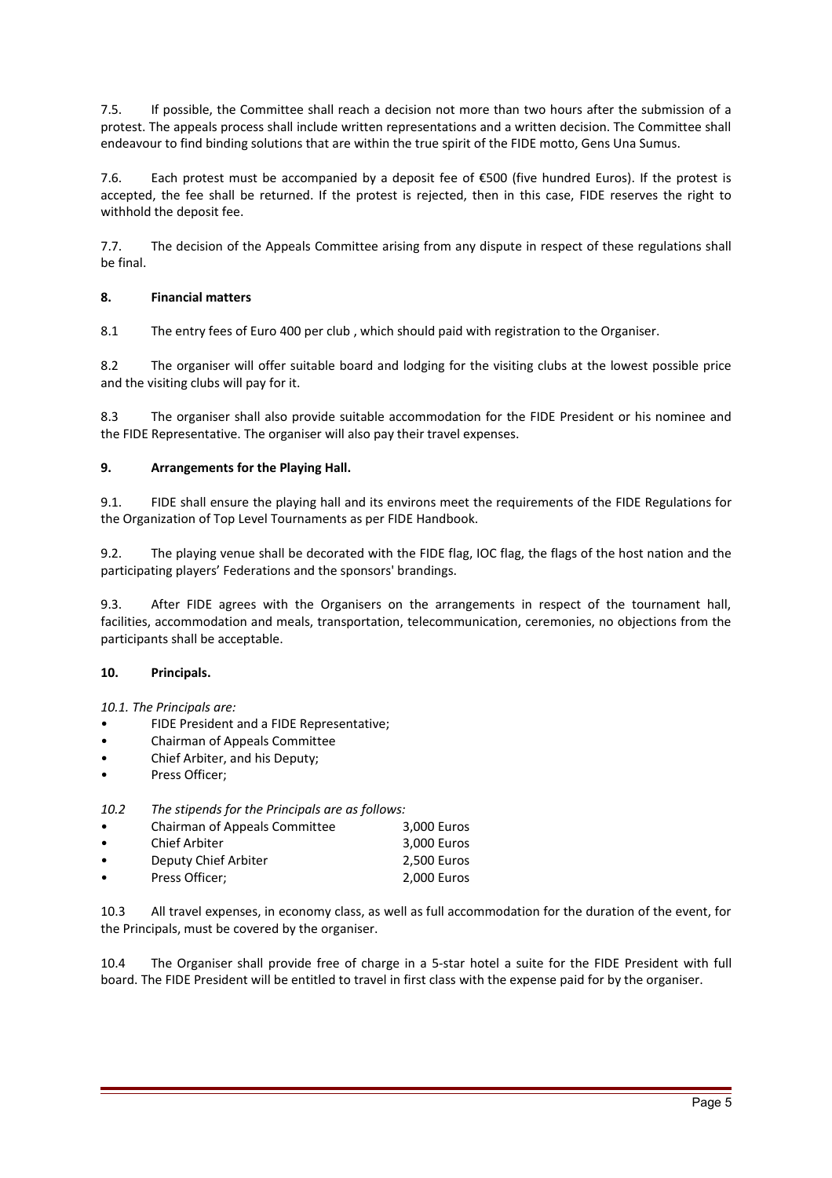7.5. If possible, the Committee shall reach a decision not more than two hours after the submission of a protest. The appeals process shall include written representations and a written decision. The Committee shall endeavour to find binding solutions that are within the true spirit of the FIDE motto, Gens Una Sumus.

7.6. Each protest must be accompanied by a deposit fee of €500 (five hundred Euros). If the protest is accepted, the fee shall be returned. If the protest is rejected, then in this case, FIDE reserves the right to withhold the deposit fee.

7.7. The decision of the Appeals Committee arising from any dispute in respect of these regulations shall be final.

## 8. Financial matters

8.1 The entry fees of Euro 400 per club , which should paid with registration to the Organiser.

8.2 The organiser will offer suitable board and lodging for the visiting clubs at the lowest possible price and the visiting clubs will pay for it.

8.3 The organiser shall also provide suitable accommodation for the FIDE President or his nominee and the FIDE Representative. The organiser will also pay their travel expenses.

## 9. Arrangements for the Playing Hall.

9.1. FIDE shall ensure the playing hall and its environs meet the requirements of the FIDE Regulations for the Organization of Top Level Tournaments as per FIDE Handbook.

9.2. The playing venue shall be decorated with the FIDE flag, IOC flag, the flags of the host nation and the participating players' Federations and the sponsors' brandings.

9.3. After FIDE agrees with the Organisers on the arrangements in respect of the tournament hall, facilities, accommodation and meals, transportation, telecommunication, ceremonies, no objections from the participants shall be acceptable.

## 10. Principals.

*10.1. The Principals are:*

- FIDE President and a FIDE Representative;
- Chairman of Appeals Committee
- Chief Arbiter, and his Deputy;
- Press Officer;

*10.2 The stipends for the Principals are as follows:*

- Chairman of Appeals Committee 3,000 Euros
- Chief Arbiter 3,000 Euros
- Deputy Chief Arbiter 2,500 Euros
- Press Officer; 2,000 Euros

10.3 All travel expenses, in economy class, as well as full accommodation for the duration of the event, for the Principals, must be covered by the organiser.

10.4 The Organiser shall provide free of charge in a 5-star hotel a suite for the FIDE President with full board. The FIDE President will be entitled to travel in first class with the expense paid for by the organiser.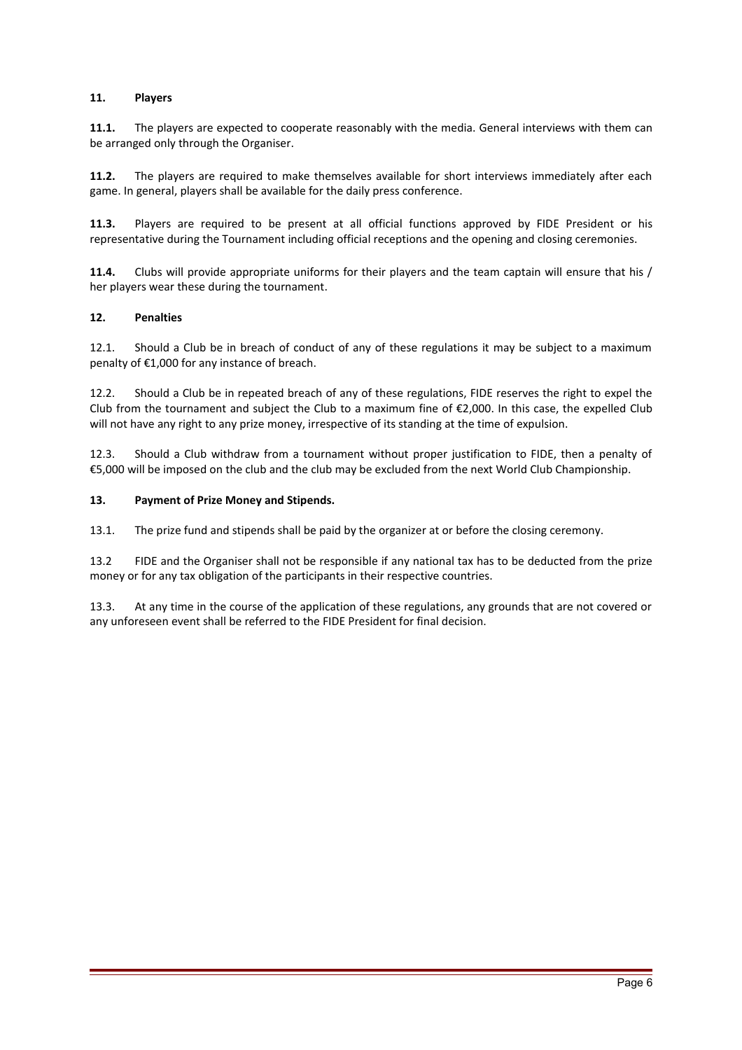## 11. Players

**11.1.** The players are expected to cooperate reasonably with the media. General interviews with them can be arranged only through the Organiser.

**11.2.** The players are required to make themselves available for short interviews immediately after each game. In general, players shall be available for the daily press conference.

**11.3.** Players are required to be present at all official functions approved by FIDE President or his representative during the Tournament including official receptions and the opening and closing ceremonies.

**11.4.** Clubs will provide appropriate uniforms for their players and the team captain will ensure that his / her players wear these during the tournament.

## 12. Penalties

12.1. Should a Club be in breach of conduct of any of these regulations it may be subject to a maximum penalty of €1,000 for any instance of breach.

12.2. Should a Club be in repeated breach of any of these regulations, FIDE reserves the right to expel the Club from the tournament and subject the Club to a maximum fine of €2,000. In this case, the expelled Club will not have any right to any prize money, irrespective of its standing at the time of expulsion.

12.3. Should a Club withdraw from a tournament without proper justification to FIDE, then a penalty of €5,000 will be imposed on the club and the club may be excluded from the next World Club Championship.

## 13. Payment of Prize Money and Stipends.

13.1. The prize fund and stipends shall be paid by the organizer at or before the closing ceremony.

13.2 FIDE and the Organiser shall not be responsible if any national tax has to be deducted from the prize money or for any tax obligation of the participants in their respective countries.

13.3. At any time in the course of the application of these regulations, any grounds that are not covered or any unforeseen event shall be referred to the FIDE President for final decision.